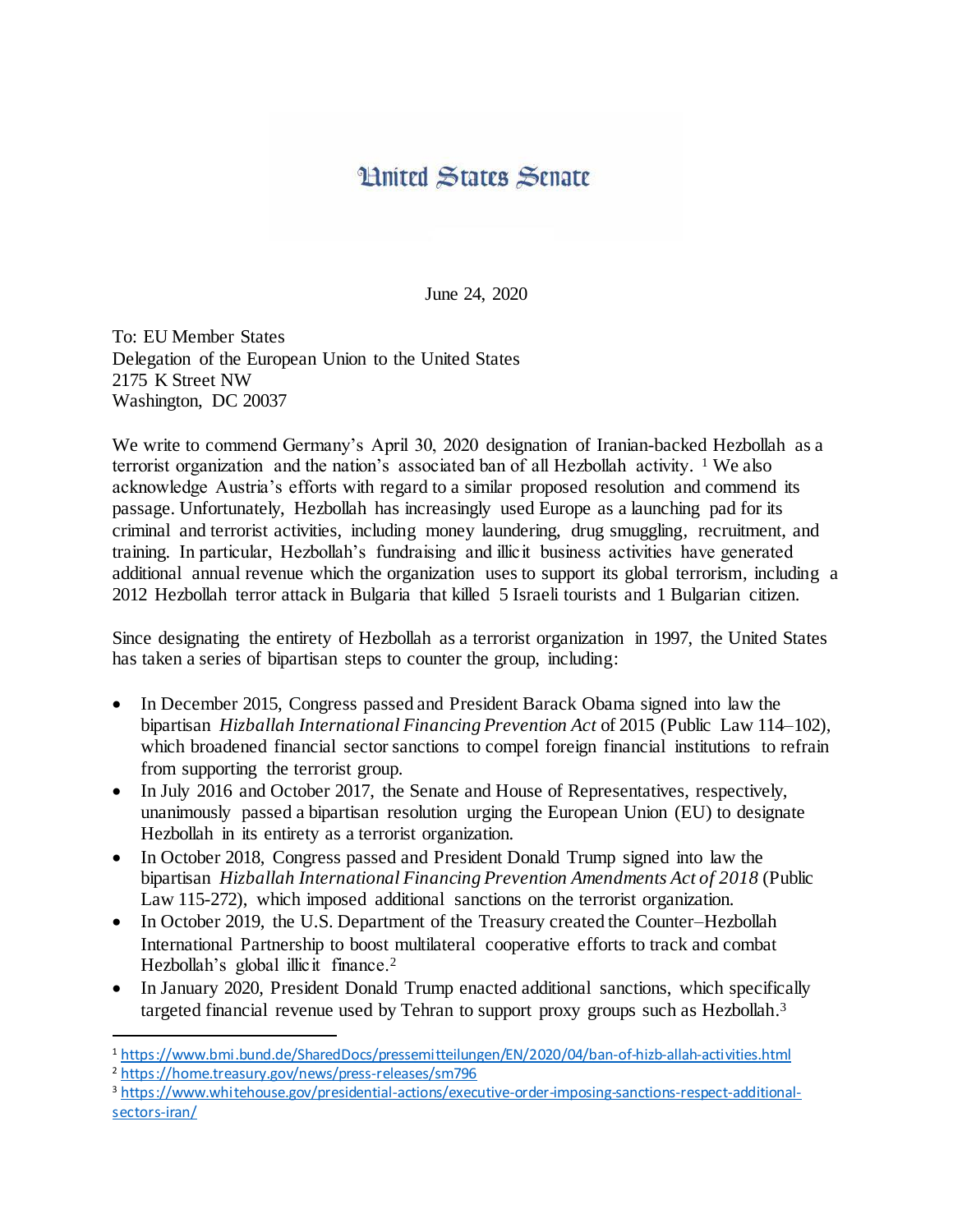# United States Senate

June 24, 2020

To: EU Member States
Delegation of the European Union to the United States
2175 K Street NW
Washington, DC 20037

We write to commend Germany's April 30, 2020 designation of Iranian-backed Hezbollah as a terrorist organization and the nation's associated ban of all Hezbollah activity. [1] We also acknowledge Austria's efforts with regard to a similar proposed resolution and commend its passage. Unfortunately, Hezbollah has increasingly used Europe as a launching pad for its criminal and terrorist activities, including money laundering, drug smuggling, recruitment, and training. In particular, Hezbollah's fundraising and illicit business activities have generated additional annual revenue which the organization uses to support its global terrorism, including a 2012 Hezbollah terror attack in Bulgaria that killed 5 Israeli tourists and 1 Bulgarian citizen.

Since designating the entirety of Hezbollah as a terrorist organization in 1997, the United States has taken a series of bipartisan steps to counter the group, including:

- In December 2015, Congress passed and President Barack Obama signed into law the bipartisan *Hizballah International Financing Prevention Act* of 2015 (Public Law 114–102), which broadened financial sector sanctions to compel foreign financial institutions to refrain from supporting the terrorist group.
- In July 2016 and October 2017, the Senate and House of Representatives, respectively, unanimously passed a bipartisan resolution urging the European Union (EU) to designate Hezbollah in its entirety as a terrorist organization.
- In October 2018, Congress passed and President Donald Trump signed into law the bipartisan *Hizballah International Financing Prevention Amendments Act of 2018* (Public Law 115-272), which imposed additional sanctions on the terrorist organization.
- In October 2019, the U.S. Department of the Treasury created the Counter–Hezbollah International Partnership to boost multilateral cooperative efforts to track and combat Hezbollah's global illicit finance.[2]
- In January 2020, President Donald Trump enacted additional sanctions, which specifically targeted financial revenue used by Tehran to support proxy groups such as Hezbollah.[3]

---

[1] https://www.bmi.bund.de/SharedDocs/pressemitteilungen/EN/2020/04/ban-of-hizb-allah-activities.html

[2] https://home.treasury.gov/news/press-releases/sm796

[3] https://www.whitehouse.gov/presidential-actions/executive-order-imposing-sanctions-respect-additional-sectors-iran/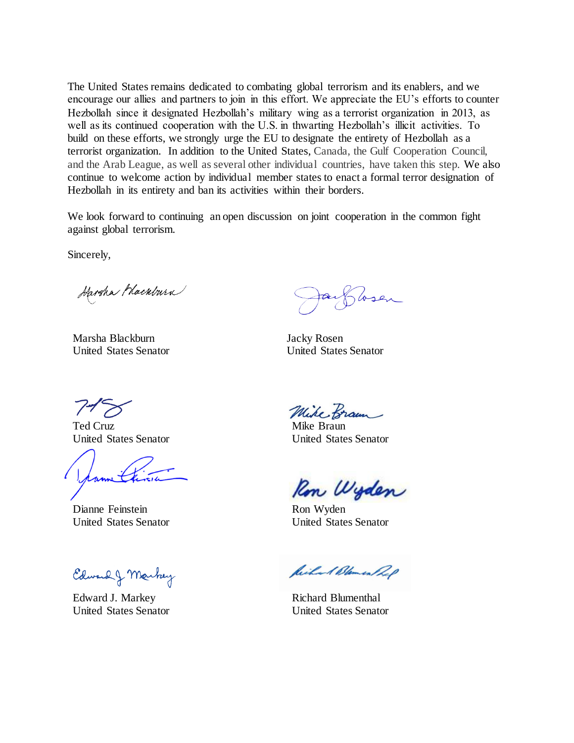The United States remains dedicated to combating global terrorism and its enablers, and we encourage our allies and partners to join in this effort. We appreciate the EU's efforts to counter Hezbollah since it designated Hezbollah's military wing as a terrorist organization in 2013, as well as its continued cooperation with the U.S. in thwarting Hezbollah's illicit activities. To build on these efforts, we strongly urge the EU to designate the entirety of Hezbollah as a terrorist organization. In addition to the United States, Canada, the Gulf Cooperation Council, and the Arab League, as well as several other individual countries, have taken this step. We also continue to welcome action by individual member states to enact a formal terror designation of Hezbollah in its entirety and ban its activities within their borders.

We look forward to continuing an open discussion on joint cooperation in the common fight against global terrorism.

Sincerely,

Marsha Blackburn
United States Senator

Jacky Rosen
United States Senator

Ted Cruz
United States Senator

Mike Braun
United States Senator

Dianne Feinstein
United States Senator

Ron Wyden
United States Senator

Edward J. Markey
United States Senator

Richard Blumenthal
United States Senator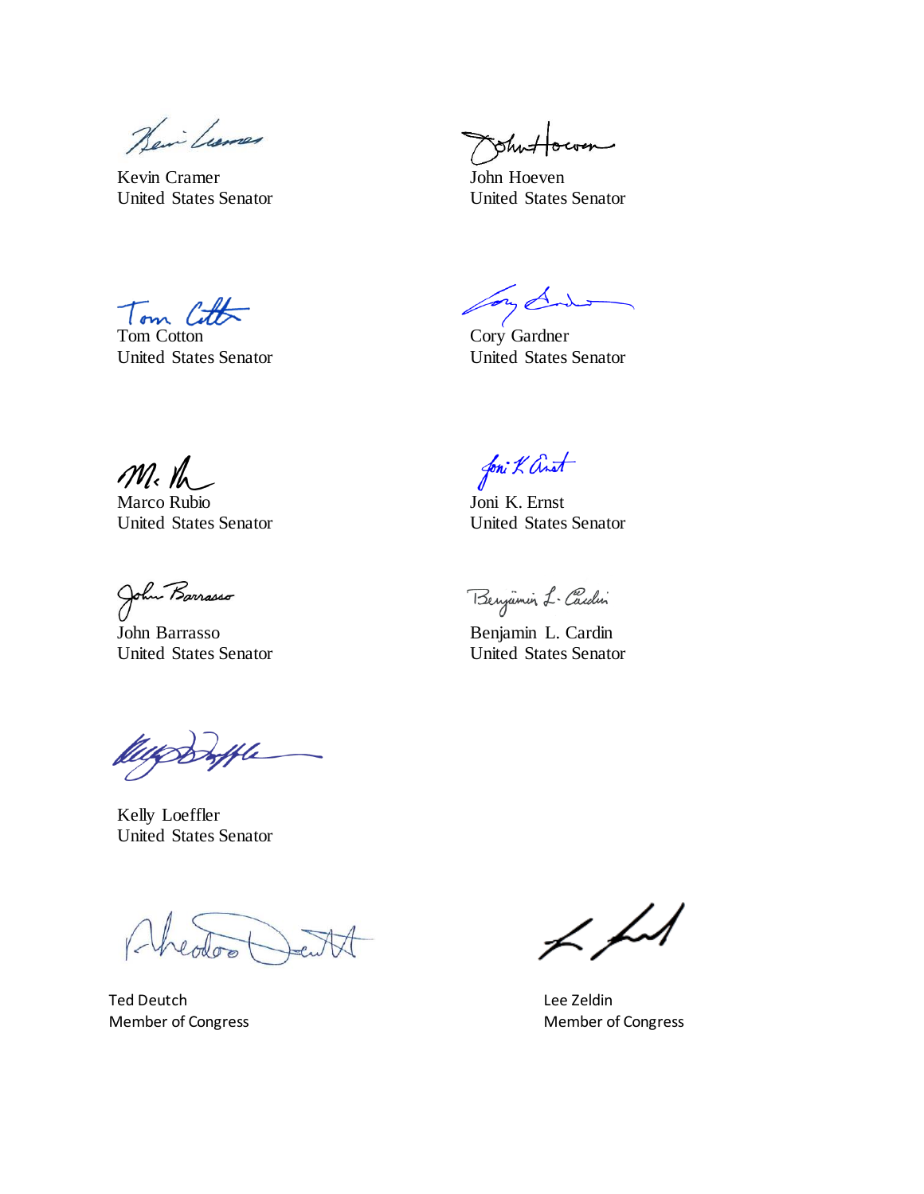Kevin Cramer
United States Senator

John Hoeven
United States Senator

Tom Cotton
United States Senator

Cory Gardner
United States Senator

Marco Rubio
United States Senator

Joni K. Ernst
United States Senator

John Barrasso
United States Senator

Benjamin L. Cardin
United States Senator

Kelly Loeffler
United States Senator

Ted Deutch
Member of Congress

Lee Zeldin
Member of Congress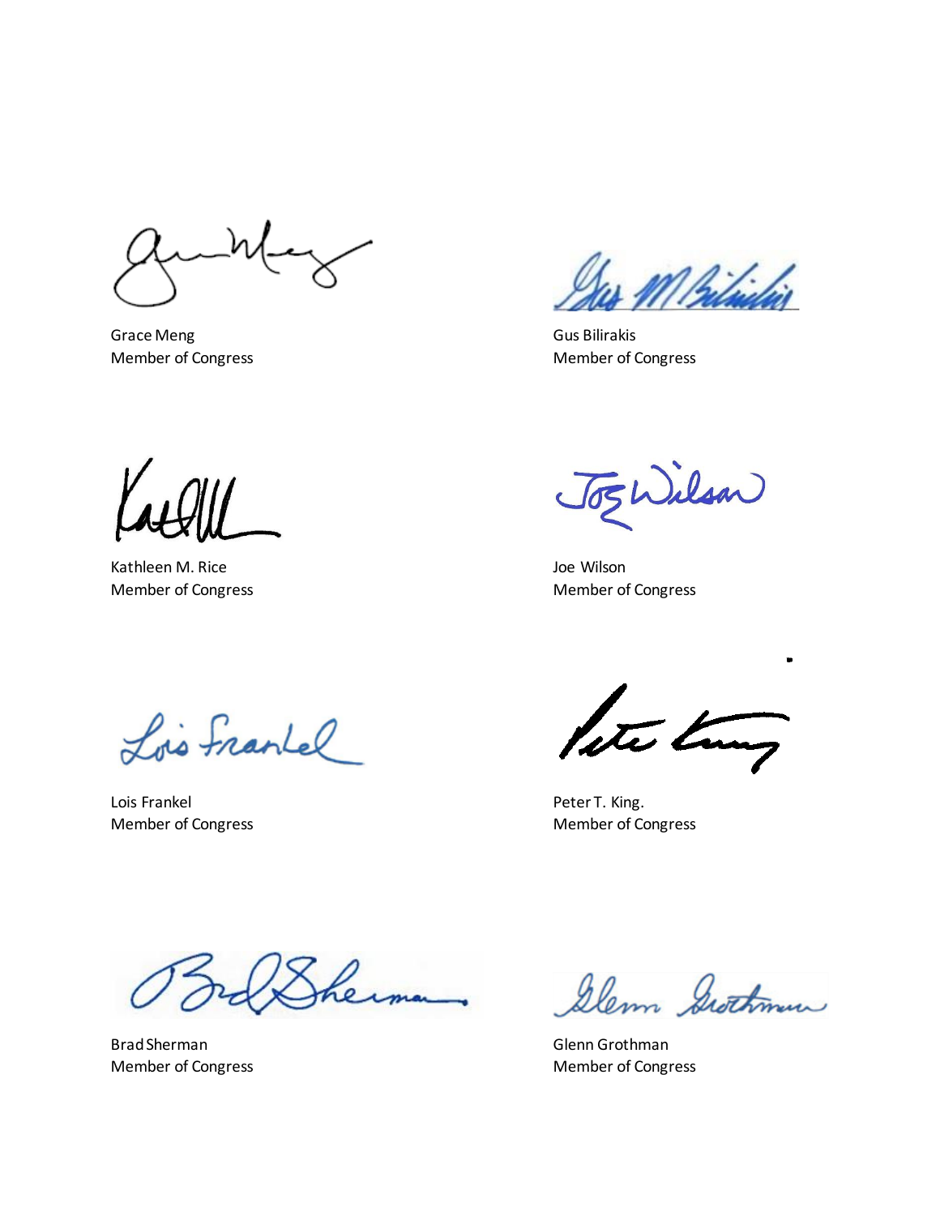Grace Meng
Member of Congress

Gus Bilirakis
Member of Congress

Kathleen M. Rice
Member of Congress

Joe Wilson
Member of Congress

Lois Frankel
Member of Congress

Peter T. King.
Member of Congress

Brad Sherman
Member of Congress

Glenn Grothman
Member of Congress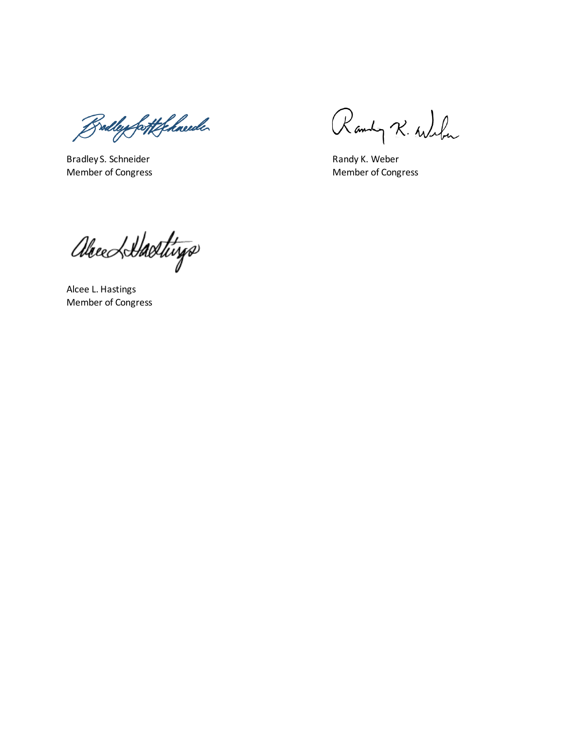Bradley S. Schneider
Member of Congress

Randy K. Weber
Member of Congress

Alcee L. Hastings
Member of Congress